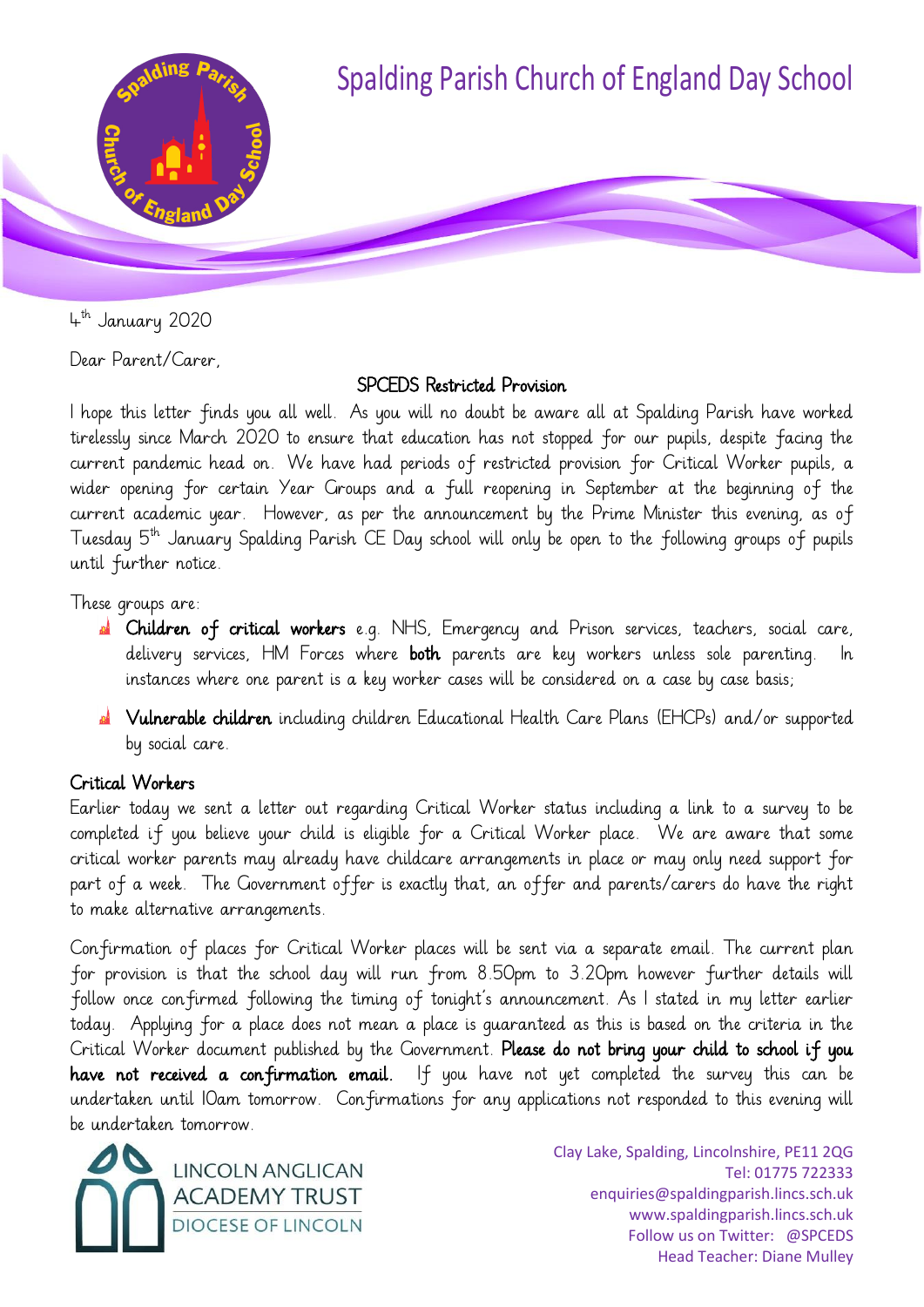# Spalding Parish Church of England Day School

4th January 2020

Dear Parent/Carer,

## SPCEDS Restricted Provision

I hope this letter finds you all well. As you will no doubt be aware all at Spalding Parish have worked tirelessly since March 2020 to ensure that education has not stopped for our pupils, despite facing the current pandemic head on. We have had periods of restricted provision for Critical Worker pupils, a wider opening for certain Year Groups and a full reopening in September at the beginning of the current academic year. However, as per the announcement by the Prime Minister this evening, as of Tuesday 5th January Spalding Parish CE Day school will only be open to the following groups of pupils until further notice.

These groups are:

- **Children of critical workers** e.g. NHS, Emergency and Prison services, teachers, social care, delivery services, HM Forces where **both** parents are key workers unless sole parenting. In instances where one parent is a key worker cases will be considered on a case by case basis;
- **Vulnerable children** including children Educational Health Care Plans (EHCPs) and/or supported by social care.

### Critical Workers

Earlier today we sent a letter out regarding Critical Worker status including a link to a survey to be completed if you believe your child is eligible for a Critical Worker place. We are aware that some critical worker parents may already have childcare arrangements in place or may only need support for part of a week. The Government offer is exactly that, an offer and parents/carers do have the right to make alternative arrangements.

Confirmation of places for Critical Worker places will be sent via a separate email. The current plan for provision is that the school day will run from 8.50pm to 3.20pm however further details will follow once confirmed following the timing of tonight's announcement. As I stated in my letter earlier today. Applying for a place does not mean a place is guaranteed as this is based on the criteria in the Critical Worker document published by the Government. **Please do not bring your child to school if you have not received a confirmation email.** If you have not yet completed the survey this can be undertaken until 10am tomorrow. Confirmations for any applications not responded to this evening will be undertaken tomorrow.

LINCOLN ANGLICAN ACADEMY TRUST
DIOCESE OF LINCOLN

Clay Lake, Spalding, Lincolnshire, PE11 2QG
Tel: 01775 722333
enquiries@spaldingparish.lincs.sch.uk
www.spaldingparish.lincs.sch.uk
Follow us on Twitter: @SPCEDS
Head Teacher: Diane Mulley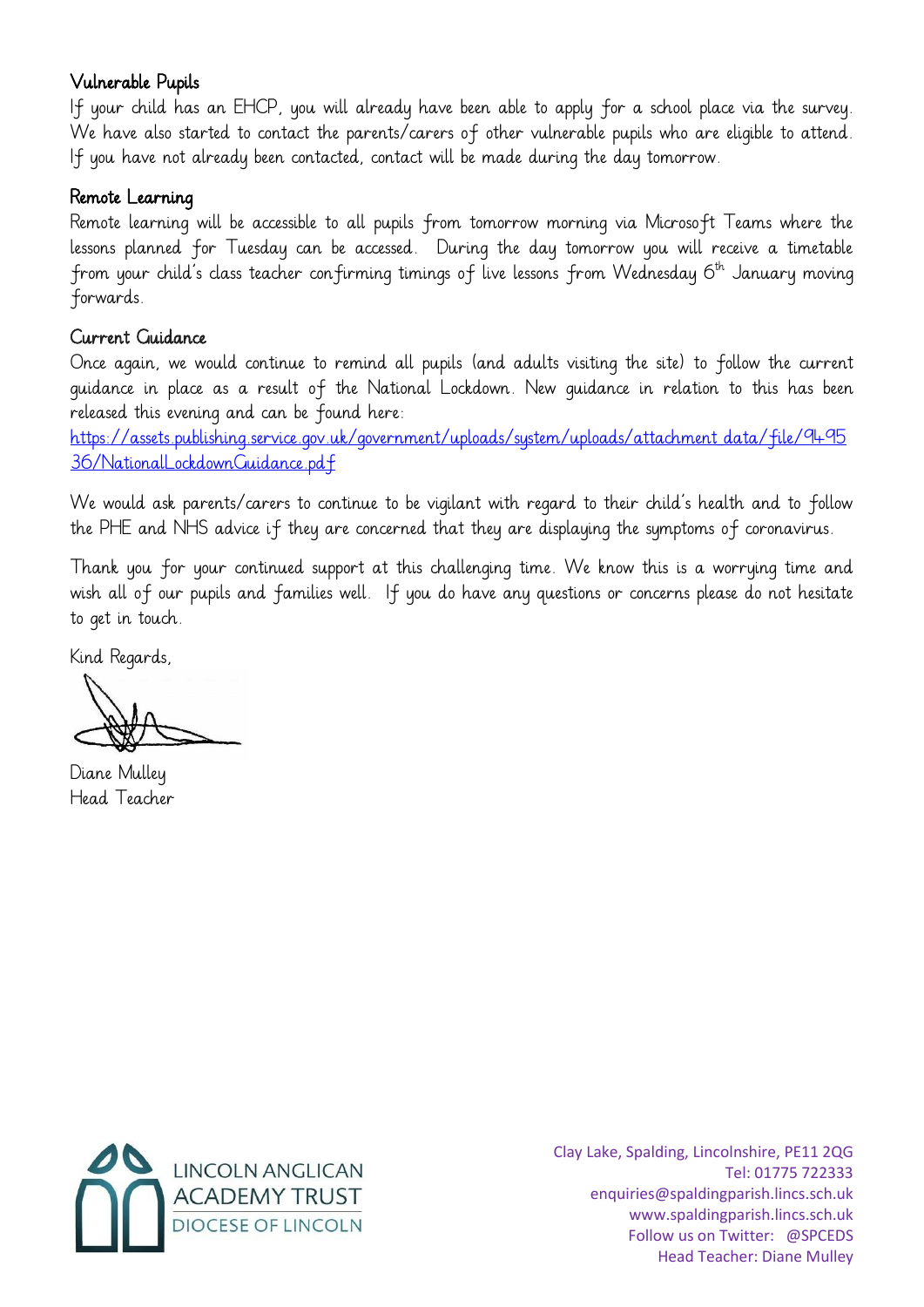## Vulnerable Pupils

If your child has an EHCP, you will already have been able to apply for a school place via the survey. We have also started to contact the parents/carers of other vulnerable pupils who are eligible to attend. If you have not already been contacted, contact will be made during the day tomorrow.

## Remote Learning

Remote learning will be accessible to all pupils from tomorrow morning via Microsoft Teams where the lessons planned for Tuesday can be accessed. During the day tomorrow you will receive a timetable from your child's class teacher confirming timings of live lessons from Wednesday 6th January moving forwards.

## Current Guidance

Once again, we would continue to remind all pupils (and adults visiting the site) to follow the current guidance in place as a result of the National Lockdown. New guidance in relation to this has been released this evening and can be found here:

https://assets.publishing.service.gov.uk/government/uploads/system/uploads/attachment_data/file/949536/NationalLockdownGuidance.pdf

We would ask parents/carers to continue to be vigilant with regard to their child's health and to follow the PHE and NHS advice if they are concerned that they are displaying the symptoms of coronavirus.

Thank you for your continued support at this challenging time. We know this is a worrying time and wish all of our pupils and families well. If you do have any questions or concerns please do not hesitate to get in touch.

Kind Regards,

Diane Mulley
Head Teacher

LINCOLN ANGLICAN ACADEMY TRUST
DIOCESE OF LINCOLN

Clay Lake, Spalding, Lincolnshire, PE11 2QG
Tel: 01775 722333
enquiries@spaldingparish.lincs.sch.uk
www.spaldingparish.lincs.sch.uk
Follow us on Twitter: @SPCEDS
Head Teacher: Diane Mulley